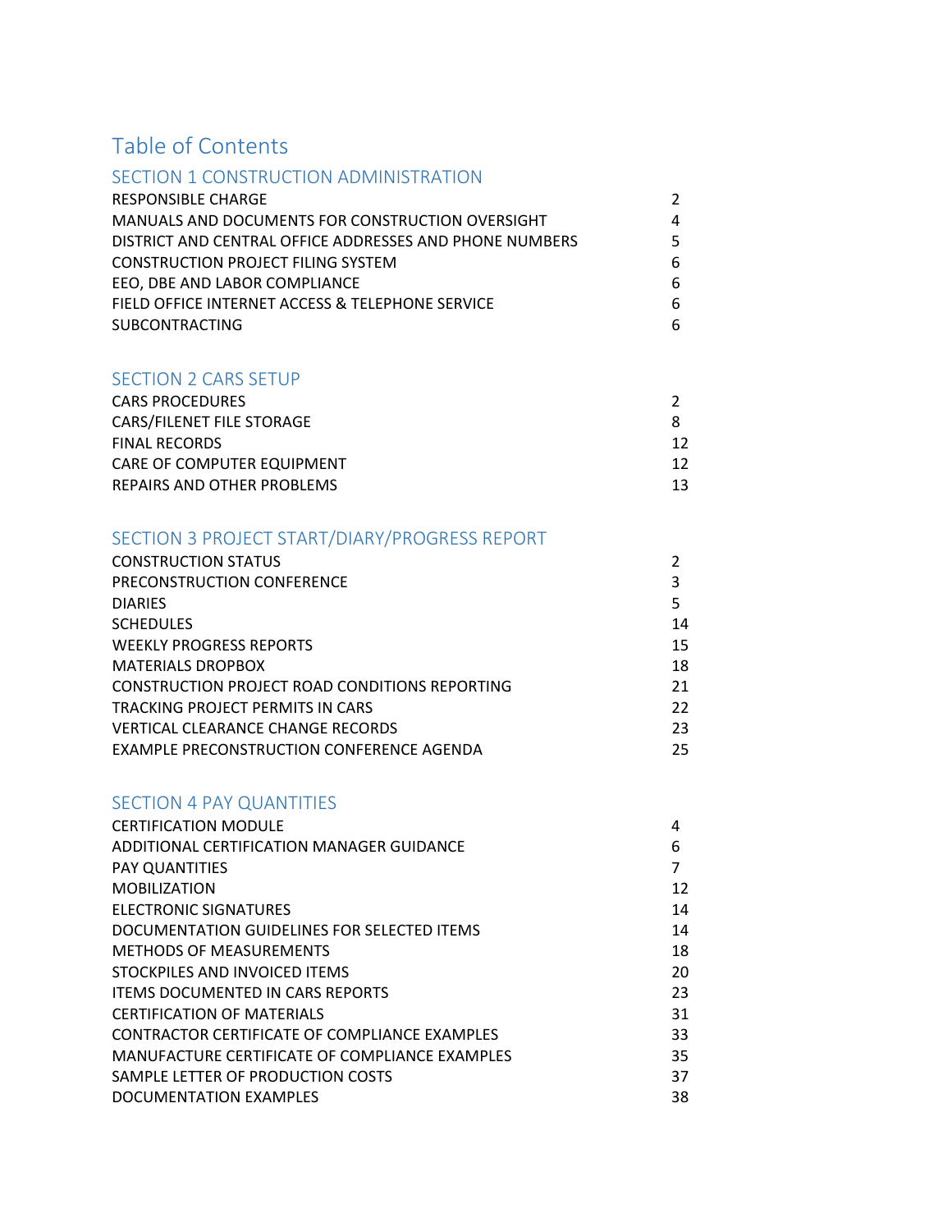# Table of Contents

## SECTION 1 CONSTRUCTION ADMINISTRATION

| | |
|---|---|
| RESPONSIBLE CHARGE | 2 |
| MANUALS AND DOCUMENTS FOR CONSTRUCTION OVERSIGHT | 4 |
| DISTRICT AND CENTRAL OFFICE ADDRESSES AND PHONE NUMBERS | 5 |
| CONSTRUCTION PROJECT FILING SYSTEM | 6 |
| EEO, DBE AND LABOR COMPLIANCE | 6 |
| FIELD OFFICE INTERNET ACCESS & TELEPHONE SERVICE | 6 |
| SUBCONTRACTING | 6 |

## SECTION 2 CARS SETUP

| | |
|---|---|
| CARS PROCEDURES | 2 |
| CARS/FILENET FILE STORAGE | 8 |
| FINAL RECORDS | 12 |
| CARE OF COMPUTER EQUIPMENT | 12 |
| REPAIRS AND OTHER PROBLEMS | 13 |

## SECTION 3 PROJECT START/DIARY/PROGRESS REPORT

| | |
|---|---|
| CONSTRUCTION STATUS | 2 |
| PRECONSTRUCTION CONFERENCE | 3 |
| DIARIES | 5 |
| SCHEDULES | 14 |
| WEEKLY PROGRESS REPORTS | 15 |
| MATERIALS DROPBOX | 18 |
| CONSTRUCTION PROJECT ROAD CONDITIONS REPORTING | 21 |
| TRACKING PROJECT PERMITS IN CARS | 22 |
| VERTICAL CLEARANCE CHANGE RECORDS | 23 |
| EXAMPLE PRECONSTRUCTION CONFERENCE AGENDA | 25 |

## SECTION 4 PAY QUANTITIES

| | |
|---|---|
| CERTIFICATION MODULE | 4 |
| ADDITIONAL CERTIFICATION MANAGER GUIDANCE | 6 |
| PAY QUANTITIES | 7 |
| MOBILIZATION | 12 |
| ELECTRONIC SIGNATURES | 14 |
| DOCUMENTATION GUIDELINES FOR SELECTED ITEMS | 14 |
| METHODS OF MEASUREMENTS | 18 |
| STOCKPILES AND INVOICED ITEMS | 20 |
| ITEMS DOCUMENTED IN CARS REPORTS | 23 |
| CERTIFICATION OF MATERIALS | 31 |
| CONTRACTOR CERTIFICATE OF COMPLIANCE EXAMPLES | 33 |
| MANUFACTURE CERTIFICATE OF COMPLIANCE EXAMPLES | 35 |
| SAMPLE LETTER OF PRODUCTION COSTS | 37 |
| DOCUMENTATION EXAMPLES | 38 |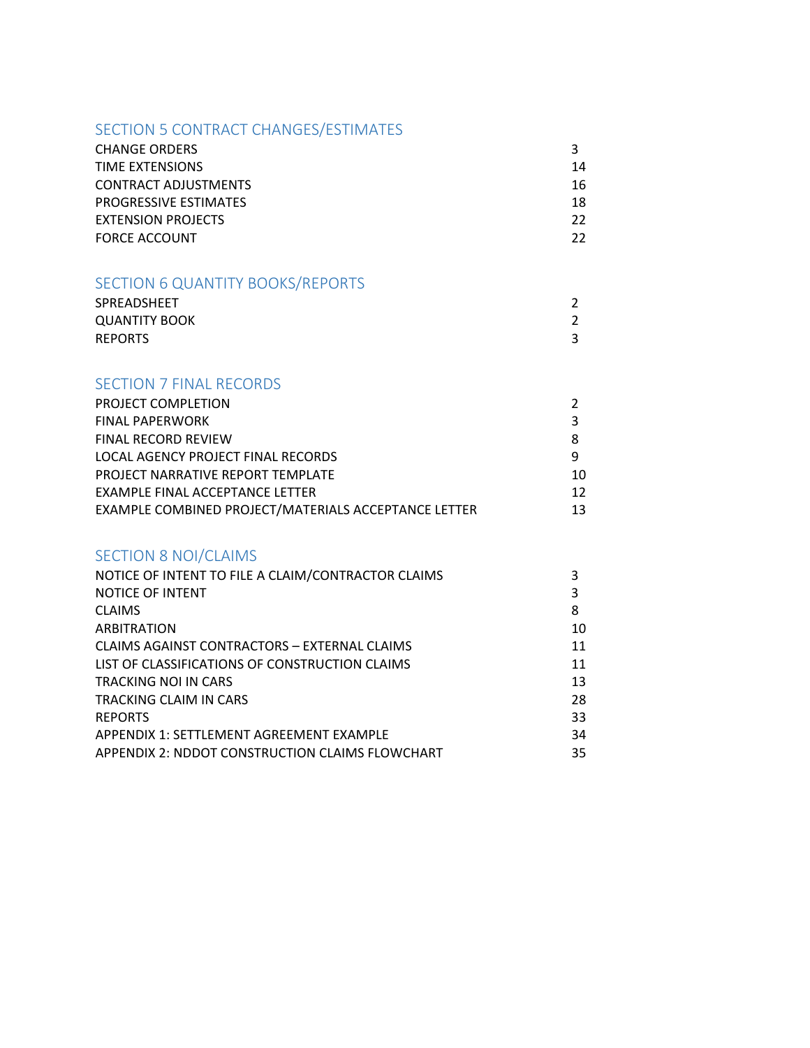## SECTION 5 CONTRACT CHANGES/ESTIMATES

| | |
|---|---|
| CHANGE ORDERS | 3 |
| TIME EXTENSIONS | 14 |
| CONTRACT ADJUSTMENTS | 16 |
| PROGRESSIVE ESTIMATES | 18 |
| EXTENSION PROJECTS | 22 |
| FORCE ACCOUNT | 22 |

## SECTION 6 QUANTITY BOOKS/REPORTS

| | |
|---|---|
| SPREADSHEET | 2 |
| QUANTITY BOOK | 2 |
| REPORTS | 3 |

## SECTION 7 FINAL RECORDS

| | |
|---|---|
| PROJECT COMPLETION | 2 |
| FINAL PAPERWORK | 3 |
| FINAL RECORD REVIEW | 8 |
| LOCAL AGENCY PROJECT FINAL RECORDS | 9 |
| PROJECT NARRATIVE REPORT TEMPLATE | 10 |
| EXAMPLE FINAL ACCEPTANCE LETTER | 12 |
| EXAMPLE COMBINED PROJECT/MATERIALS ACCEPTANCE LETTER | 13 |

## SECTION 8 NOI/CLAIMS

| | |
|---|---|
| NOTICE OF INTENT TO FILE A CLAIM/CONTRACTOR CLAIMS | 3 |
| NOTICE OF INTENT | 3 |
| CLAIMS | 8 |
| ARBITRATION | 10 |
| CLAIMS AGAINST CONTRACTORS – EXTERNAL CLAIMS | 11 |
| LIST OF CLASSIFICATIONS OF CONSTRUCTION CLAIMS | 11 |
| TRACKING NOI IN CARS | 13 |
| TRACKING CLAIM IN CARS | 28 |
| REPORTS | 33 |
| APPENDIX 1: SETTLEMENT AGREEMENT EXAMPLE | 34 |
| APPENDIX 2: NDDOT CONSTRUCTION CLAIMS FLOWCHART | 35 |